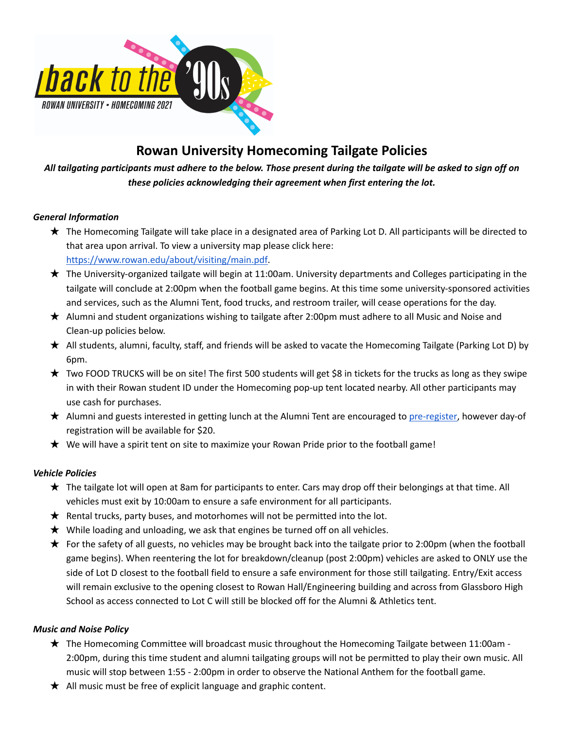# Rowan University Homecoming Tailgate Policies

***All tailgating participants must adhere to the below. Those present during the tailgate will be asked to sign off on these policies acknowledging their agreement when first entering the lot.***

### *General Information*

- ★ The Homecoming Tailgate will take place in a designated area of Parking Lot D. All participants will be directed to that area upon arrival. To view a university map please click here: https://www.rowan.edu/about/visiting/main.pdf.
- ★ The University-organized tailgate will begin at 11:00am. University departments and Colleges participating in the tailgate will conclude at 2:00pm when the football game begins. At this time some university-sponsored activities and services, such as the Alumni Tent, food trucks, and restroom trailer, will cease operations for the day.
- ★ Alumni and student organizations wishing to tailgate after 2:00pm must adhere to all Music and Noise and Clean-up policies below.
- ★ All students, alumni, faculty, staff, and friends will be asked to vacate the Homecoming Tailgate (Parking Lot D) by 6pm.
- ★ Two FOOD TRUCKS will be on site! The first 500 students will get $8 in tickets for the trucks as long as they swipe in with their Rowan student ID under the Homecoming pop-up tent located nearby. All other participants may use cash for purchases.
- ★ Alumni and guests interested in getting lunch at the Alumni Tent are encouraged to pre-register, however day-of registration will be available for $20.
- ★ We will have a spirit tent on site to maximize your Rowan Pride prior to the football game!

### *Vehicle Policies*

- ★ The tailgate lot will open at 8am for participants to enter. Cars may drop off their belongings at that time. All vehicles must exit by 10:00am to ensure a safe environment for all participants.
- ★ Rental trucks, party buses, and motorhomes will not be permitted into the lot.
- ★ While loading and unloading, we ask that engines be turned off on all vehicles.
- ★ For the safety of all guests, no vehicles may be brought back into the tailgate prior to 2:00pm (when the football game begins). When reentering the lot for breakdown/cleanup (post 2:00pm) vehicles are asked to ONLY use the side of Lot D closest to the football field to ensure a safe environment for those still tailgating. Entry/Exit access will remain exclusive to the opening closest to Rowan Hall/Engineering building and across from Glassboro High School as access connected to Lot C will still be blocked off for the Alumni & Athletics tent.

### *Music and Noise Policy*

- ★ The Homecoming Committee will broadcast music throughout the Homecoming Tailgate between 11:00am - 2:00pm, during this time student and alumni tailgating groups will not be permitted to play their own music. All music will stop between 1:55 - 2:00pm in order to observe the National Anthem for the football game.
- ★ All music must be free of explicit language and graphic content.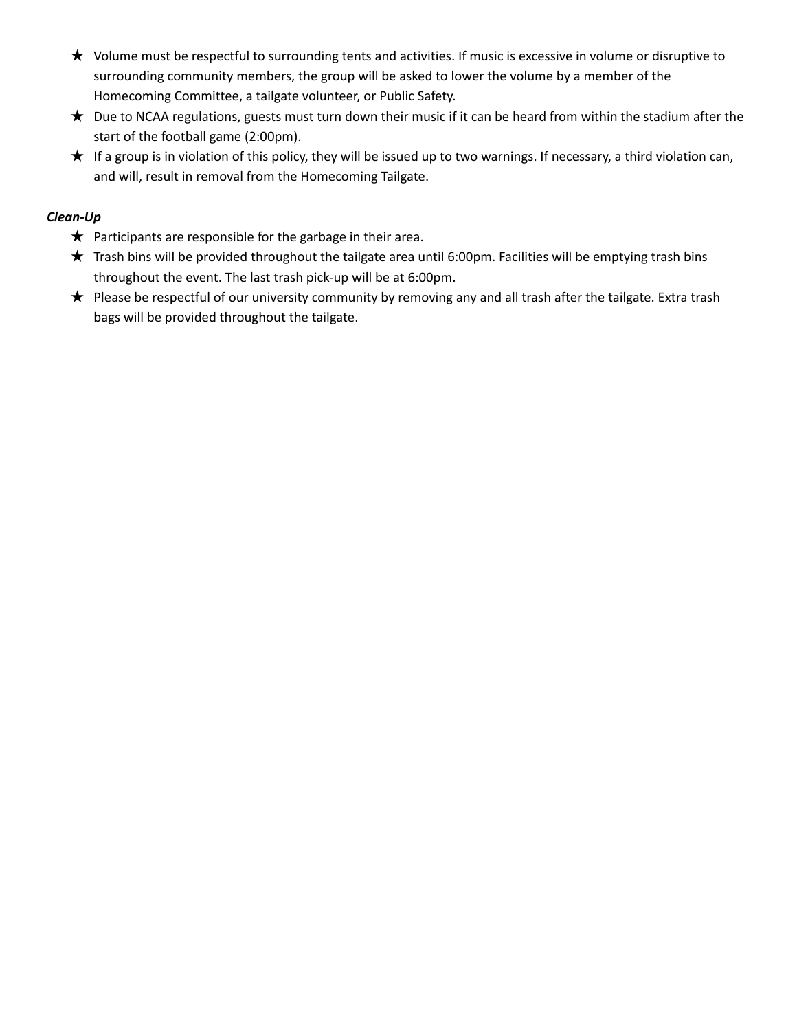- ★ Volume must be respectful to surrounding tents and activities. If music is excessive in volume or disruptive to surrounding community members, the group will be asked to lower the volume by a member of the Homecoming Committee, a tailgate volunteer, or Public Safety.
- ★ Due to NCAA regulations, guests must turn down their music if it can be heard from within the stadium after the start of the football game (2:00pm).
- ★ If a group is in violation of this policy, they will be issued up to two warnings. If necessary, a third violation can, and will, result in removal from the Homecoming Tailgate.

***Clean-Up***

- ★ Participants are responsible for the garbage in their area.
- ★ Trash bins will be provided throughout the tailgate area until 6:00pm. Facilities will be emptying trash bins throughout the event. The last trash pick-up will be at 6:00pm.
- ★ Please be respectful of our university community by removing any and all trash after the tailgate. Extra trash bags will be provided throughout the tailgate.